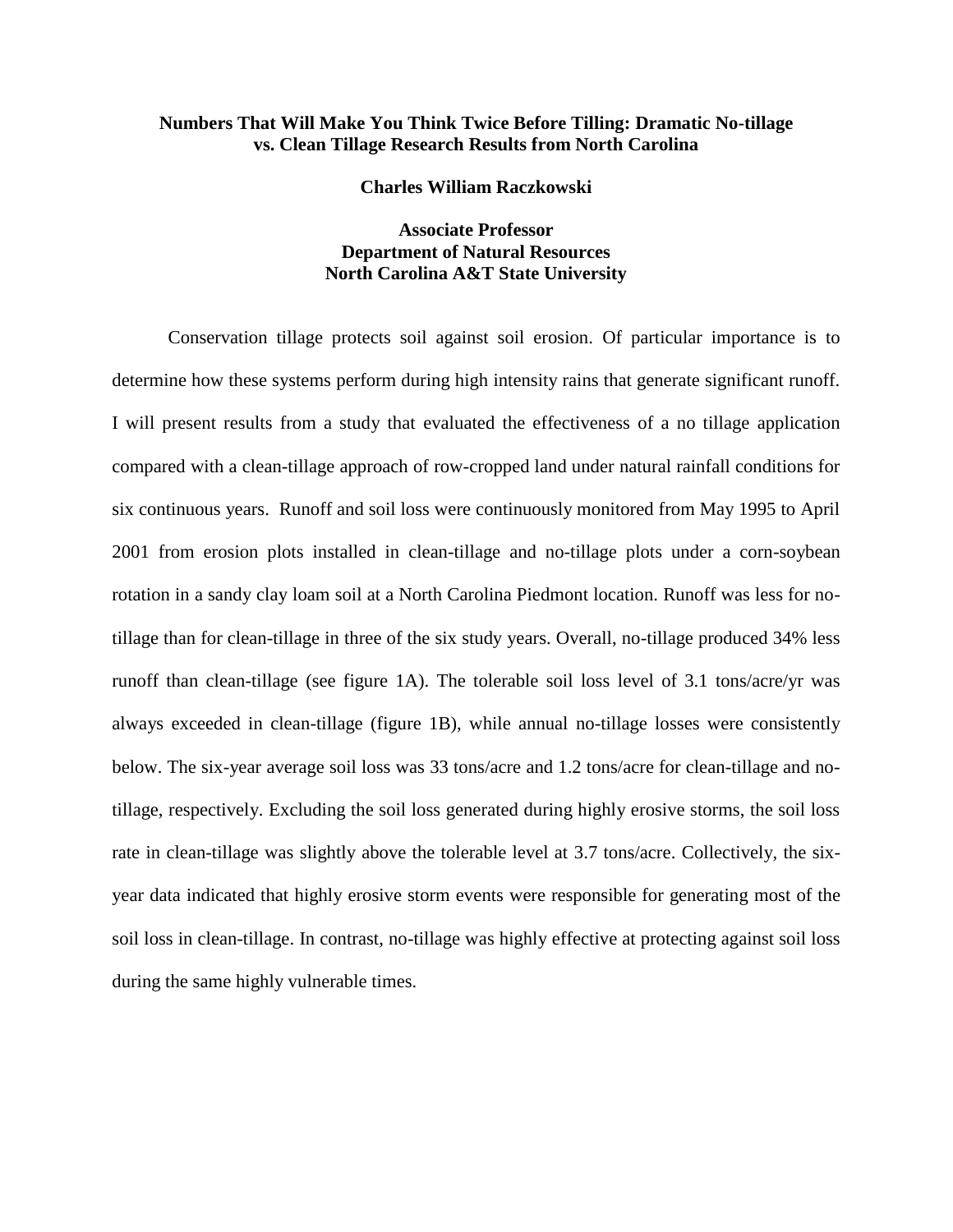**Numbers That Will Make You Think Twice Before Tilling: Dramatic No-tillage vs. Clean Tillage Research Results from North Carolina**

**Charles William Raczkowski**

**Associate Professor**
**Department of Natural Resources**
**North Carolina A&T State University**

Conservation tillage protects soil against soil erosion. Of particular importance is to determine how these systems perform during high intensity rains that generate significant runoff. I will present results from a study that evaluated the effectiveness of a no tillage application compared with a clean-tillage approach of row-cropped land under natural rainfall conditions for six continuous years. Runoff and soil loss were continuously monitored from May 1995 to April 2001 from erosion plots installed in clean-tillage and no-tillage plots under a corn-soybean rotation in a sandy clay loam soil at a North Carolina Piedmont location. Runoff was less for no-tillage than for clean-tillage in three of the six study years. Overall, no-tillage produced 34% less runoff than clean-tillage (see figure 1A). The tolerable soil loss level of 3.1 tons/acre/yr was always exceeded in clean-tillage (figure 1B), while annual no-tillage losses were consistently below. The six-year average soil loss was 33 tons/acre and 1.2 tons/acre for clean-tillage and no-tillage, respectively. Excluding the soil loss generated during highly erosive storms, the soil loss rate in clean-tillage was slightly above the tolerable level at 3.7 tons/acre. Collectively, the six-year data indicated that highly erosive storm events were responsible for generating most of the soil loss in clean-tillage. In contrast, no-tillage was highly effective at protecting against soil loss during the same highly vulnerable times.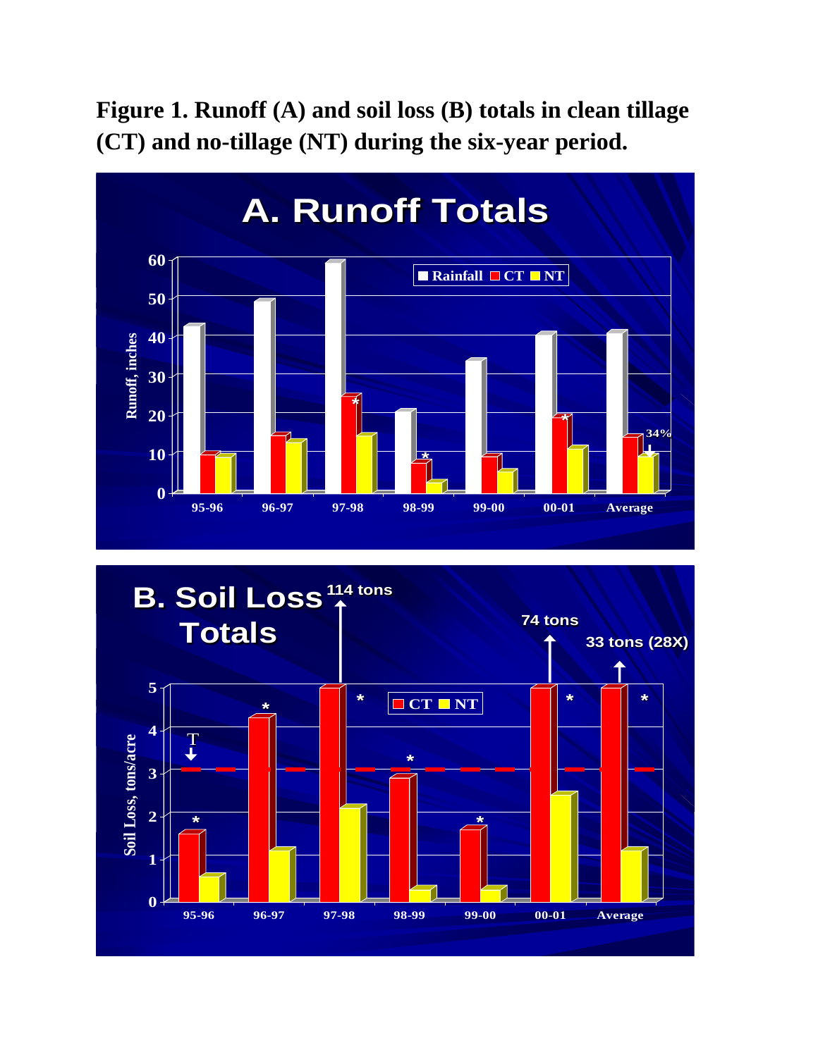**Figure 1. Runoff (A) and soil loss (B) totals in clean tillage (CT) and no-tillage (NT) during the six-year period.**

A. Runoff Totals

Rainfall CT NT

Runoff, inches

60
50
40
30
20
10
0

*
*
*
34%

95-96 96-97 97-98 98-99 99-00 00-01 Average

B. Soil Loss Totals

114 tons

74 tons

33 tons (28X)

CT NT

Soil Loss, tons/acre

5
4
3
2
1
0

T

*
*
*
*
*
*
*

95-96 96-97 97-98 98-99 99-00 00-01 Average